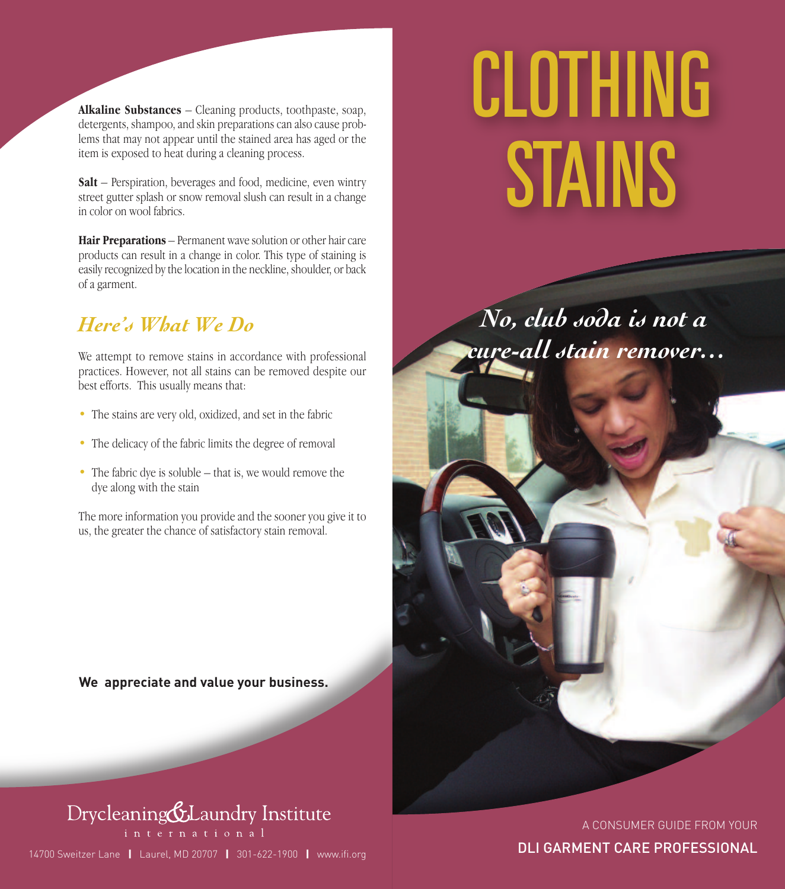**Alkaline Substances** – Cleaning products, toothpaste, soap, detergents, shampoo, and skin preparations can also cause problems that may not appear until the stained area has aged or the item is exposed to heat during a cleaning process.

**Salt** – Perspiration, beverages and food, medicine, even wintry street gutter splash or snow removal slush can result in a change in color on wool fabrics.

**Hair Preparations** – Permanent wave solution or other hair care products can result in a change in color. This type of staining is easily recognized by the location in the neckline, shoulder, or back of a garment.

## *Here's What We Do*

We attempt to remove stains in accordance with professional practices. However, not all stains can be removed despite our best efforts. This usually means that:

- The stains are very old, oxidized, and set in the fabric
- The delicacy of the fabric limits the degree of removal
- The fabric dye is soluble – that is, we would remove the dye along with the stain

The more information you provide and the sooner you give it to us, the greater the chance of satisfactory stain removal.

**We appreciate and value your business.**

Drycleaning & Laundry Institute international

14700 Sweitzer Lane | Laurel, MD 20707 | 301-622-1900 | www.ifi.org

# CLOTHING STAINS

*No, club soda is not a cure-all stain remover…*

A CONSUMER GUIDE FROM YOUR

DLI GARMENT CARE PROFESSIONAL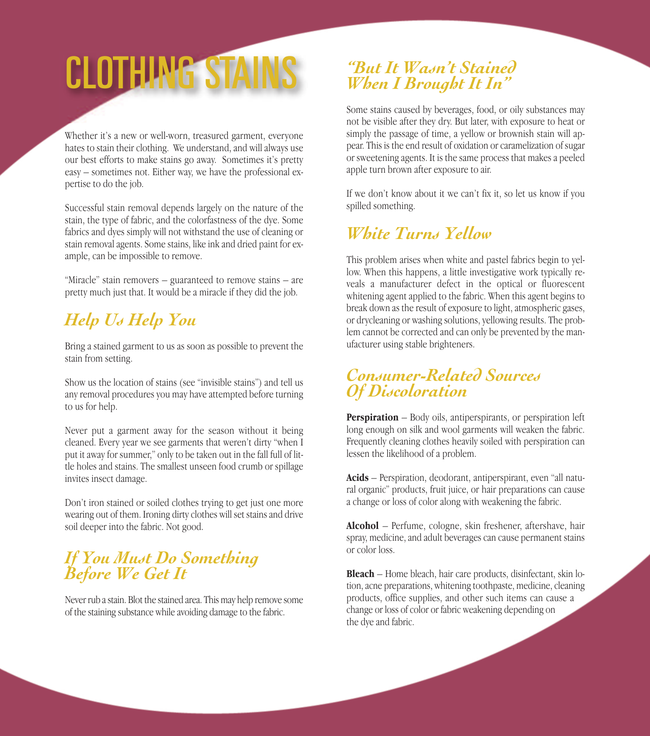# CLOTHING STAINS

Whether it's a new or well-worn, treasured garment, everyone hates to stain their clothing. We understand, and will always use our best efforts to make stains go away. Sometimes it's pretty easy – sometimes not. Either way, we have the professional expertise to do the job.

Successful stain removal depends largely on the nature of the stain, the type of fabric, and the colorfastness of the dye. Some fabrics and dyes simply will not withstand the use of cleaning or stain removal agents. Some stains, like ink and dried paint for example, can be impossible to remove.

"Miracle" stain removers – guaranteed to remove stains – are pretty much just that. It would be a miracle if they did the job.

## *Help Us Help You*

Bring a stained garment to us as soon as possible to prevent the stain from setting.

Show us the location of stains (see "invisible stains") and tell us any removal procedures you may have attempted before turning to us for help.

Never put a garment away for the season without it being cleaned. Every year we see garments that weren't dirty "when I put it away for summer," only to be taken out in the fall full of little holes and stains. The smallest unseen food crumb or spillage invites insect damage.

Don't iron stained or soiled clothes trying to get just one more wearing out of them. Ironing dirty clothes will set stains and drive soil deeper into the fabric. Not good.

## *If You Must Do Something Before We Get It*

Never rub a stain. Blot the stained area. This may help remove some of the staining substance while avoiding damage to the fabric.

## *"But It Wasn't Stained When I Brought It In"*

Some stains caused by beverages, food, or oily substances may not be visible after they dry. But later, with exposure to heat or simply the passage of time, a yellow or brownish stain will appear. This is the end result of oxidation or caramelization of sugar or sweetening agents. It is the same process that makes a peeled apple turn brown after exposure to air.

If we don't know about it we can't fix it, so let us know if you spilled something.

## *White Turns Yellow*

This problem arises when white and pastel fabrics begin to yellow. When this happens, a little investigative work typically reveals a manufacturer defect in the optical or fluorescent whitening agent applied to the fabric. When this agent begins to break down as the result of exposure to light, atmospheric gases, or drycleaning or washing solutions, yellowing results. The problem cannot be corrected and can only be prevented by the manufacturer using stable brighteners.

## *Consumer-Related Sources Of Discoloration*

**Perspiration** – Body oils, antiperspirants, or perspiration left long enough on silk and wool garments will weaken the fabric. Frequently cleaning clothes heavily soiled with perspiration can lessen the likelihood of a problem.

**Acids** – Perspiration, deodorant, antiperspirant, even "all natural organic" products, fruit juice, or hair preparations can cause a change or loss of color along with weakening the fabric.

**Alcohol** – Perfume, cologne, skin freshener, aftershave, hair spray, medicine, and adult beverages can cause permanent stains or color loss.

**Bleach** – Home bleach, hair care products, disinfectant, skin lotion, acne preparations, whitening toothpaste, medicine, cleaning products, office supplies, and other such items can cause a change or loss of color or fabric weakening depending on the dye and fabric.